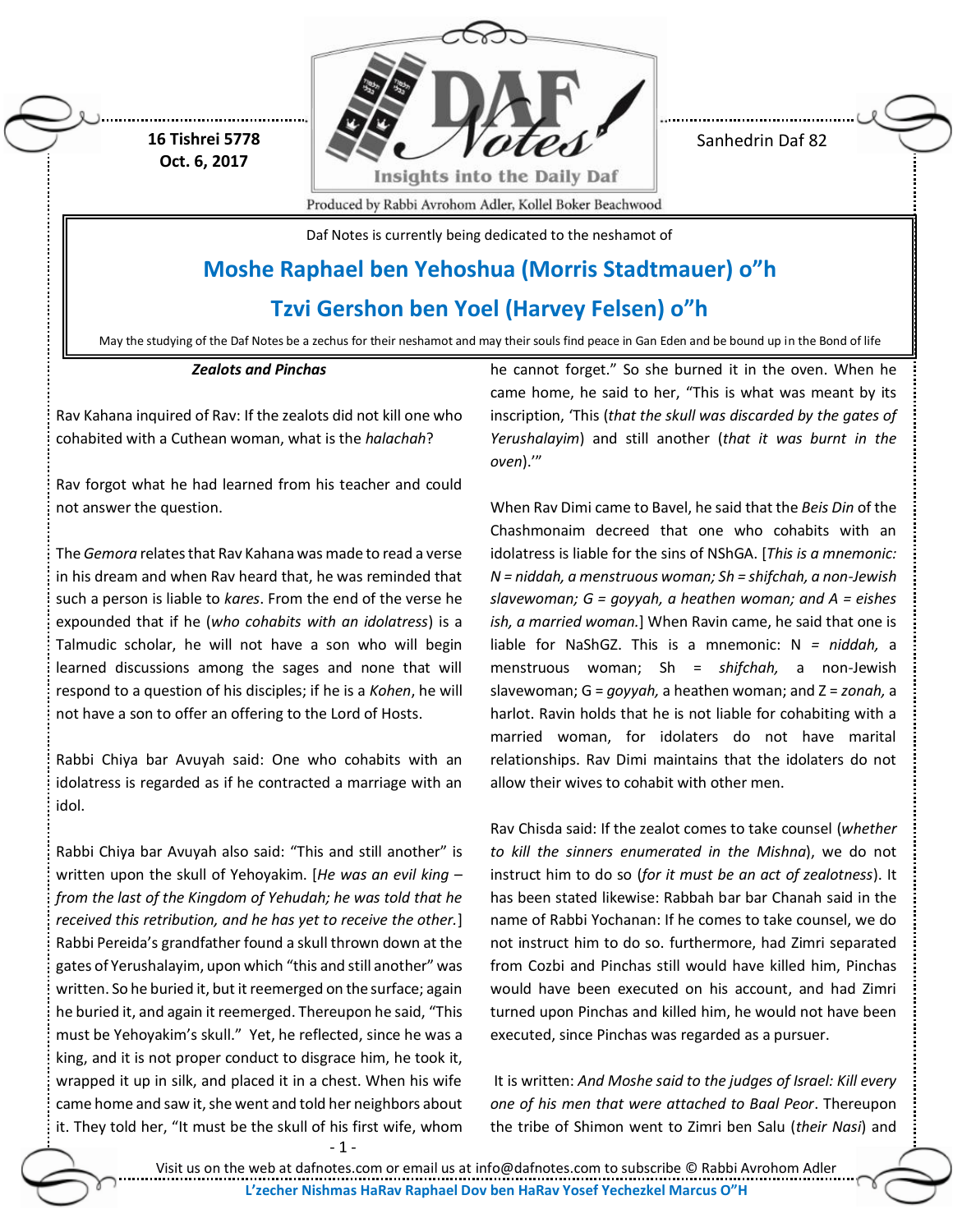16 Tishrei 5778
Oct. 6, 2017

Sanhedrin Daf 82

Produced by Rabbi Avrohom Adler, Kollel Boker Beachwood

Daf Notes is currently being dedicated to the neshamot of

## Moshe Raphael ben Yehoshua (Morris Stadtmauer) o"h

## Tzvi Gershon ben Yoel (Harvey Felsen) o"h

May the studying of the Daf Notes be a zechus for their neshamot and may their souls find peace in Gan Eden and be bound up in the Bond of life

### *Zealots and Pinchas*

Rav Kahana inquired of Rav: If the zealots did not kill one who cohabited with a Cuthean woman, what is the *halachah*?

Rav forgot what he had learned from his teacher and could not answer the question.

The *Gemora* relates that Rav Kahana was made to read a verse in his dream and when Rav heard that, he was reminded that such a person is liable to *kares*. From the end of the verse he expounded that if he (*who cohabits with an idolatress*) is a Talmudic scholar, he will not have a son who will begin learned discussions among the sages and none that will respond to a question of his disciples; if he is a *Kohen*, he will not have a son to offer an offering to the Lord of Hosts.

Rabbi Chiya bar Avuyah said: One who cohabits with an idolatress is regarded as if he contracted a marriage with an idol.

Rabbi Chiya bar Avuyah also said: "This and still another" is written upon the skull of Yehoyakim. [*He was an evil king – from the last of the Kingdom of Yehudah; he was told that he received this retribution, and he has yet to receive the other.*] Rabbi Pereida's grandfather found a skull thrown down at the gates of Yerushalayim, upon which "this and still another" was written. So he buried it, but it reemerged on the surface; again he buried it, and again it reemerged. Thereupon he said, "This must be Yehoyakim's skull." Yet, he reflected, since he was a king, and it is not proper conduct to disgrace him, he took it, wrapped it up in silk, and placed it in a chest. When his wife came home and saw it, she went and told her neighbors about it. They told her, "It must be the skull of his first wife, whom he cannot forget." So she burned it in the oven. When he came home, he said to her, "This is what was meant by its inscription, 'This (*that the skull was discarded by the gates of Yerushalayim*) and still another (*that it was burnt in the oven*).'"

When Rav Dimi came to Bavel, he said that the *Beis Din* of the Chashmonaim decreed that one who cohabits with an idolatress is liable for the sins of NShGA. [*This is a mnemonic: N = niddah, a menstruous woman; Sh = shifchah, a non-Jewish slavewoman; G = goyyah, a heathen woman; and A = eishes ish, a married woman.*] When Ravin came, he said that one is liable for NaShGZ. This is a mnemonic: N = *niddah,* a menstruous woman; Sh = *shifchah,* a non-Jewish slavewoman; G = *goyyah,* a heathen woman; and Z = *zonah,* a harlot. Ravin holds that he is not liable for cohabiting with a married woman, for idolaters do not have marital relationships. Rav Dimi maintains that the idolaters do not allow their wives to cohabit with other men.

Rav Chisda said: If the zealot comes to take counsel (*whether to kill the sinners enumerated in the Mishna*), we do not instruct him to do so (*for it must be an act of zealotness*). It has been stated likewise: Rabbah bar bar Chanah said in the name of Rabbi Yochanan: If he comes to take counsel, we do not instruct him to do so. furthermore, had Zimri separated from Cozbi and Pinchas still would have killed him, Pinchas would have been executed on his account, and had Zimri turned upon Pinchas and killed him, he would not have been executed, since Pinchas was regarded as a pursuer.

It is written: *And Moshe said to the judges of Israel: Kill every one of his men that were attached to Baal Peor*. Thereupon the tribe of Shimon went to Zimri ben Salu (*their Nasi*) and

Visit us on the web at dafnotes.com or email us at info@dafnotes.com to subscribe © Rabbi Avrohom Adler

L'zecher Nishmas HaRav Raphael Dov ben HaRav Yosef Yechezkel Marcus O"H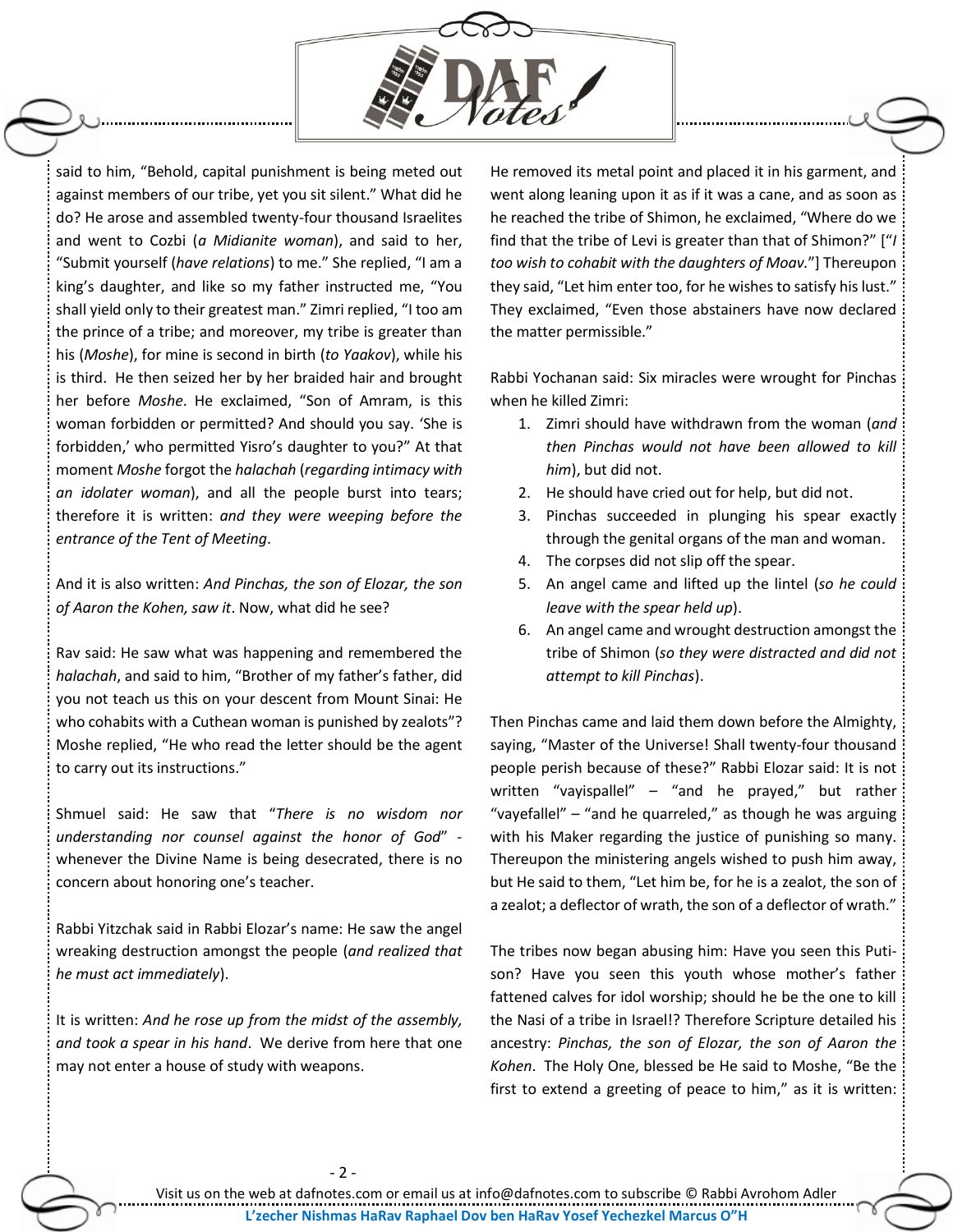said to him, "Behold, capital punishment is being meted out against members of our tribe, yet you sit silent." What did he do? He arose and assembled twenty-four thousand Israelites and went to Cozbi (*a Midianite woman*), and said to her, "Submit yourself (*have relations*) to me." She replied, "I am a king's daughter, and like so my father instructed me, "You shall yield only to their greatest man." Zimri replied, "I too am the prince of a tribe; and moreover, my tribe is greater than his (*Moshe*), for mine is second in birth (*to Yaakov*), while his is third. He then seized her by her braided hair and brought her before *Moshe*. He exclaimed, "Son of Amram, is this woman forbidden or permitted? And should you say. 'She is forbidden,' who permitted Yisro's daughter to you?" At that moment *Moshe* forgot the *halachah* (*regarding intimacy with an idolater woman*), and all the people burst into tears; therefore it is written: *and they were weeping before the entrance of the Tent of Meeting*.

And it is also written: *And Pinchas, the son of Elozar, the son of Aaron the Kohen, saw it*. Now, what did he see?

Rav said: He saw what was happening and remembered the *halachah*, and said to him, "Brother of my father's father, did you not teach us this on your descent from Mount Sinai: He who cohabits with a Cuthean woman is punished by zealots"? Moshe replied, "He who read the letter should be the agent to carry out its instructions."

Shmuel said: He saw that "*There is no wisdom nor understanding nor counsel against the honor of God*" - whenever the Divine Name is being desecrated, there is no concern about honoring one's teacher.

Rabbi Yitzchak said in Rabbi Elozar's name: He saw the angel wreaking destruction amongst the people (*and realized that he must act immediately*).

It is written: *And he rose up from the midst of the assembly, and took a spear in his hand*. We derive from here that one may not enter a house of study with weapons.

He removed its metal point and placed it in his garment, and went along leaning upon it as if it was a cane, and as soon as he reached the tribe of Shimon, he exclaimed, "Where do we find that the tribe of Levi is greater than that of Shimon?" ["*I too wish to cohabit with the daughters of Moav.*"] Thereupon they said, "Let him enter too, for he wishes to satisfy his lust." They exclaimed, "Even those abstainers have now declared the matter permissible."

Rabbi Yochanan said: Six miracles were wrought for Pinchas when he killed Zimri:

1. Zimri should have withdrawn from the woman (*and then Pinchas would not have been allowed to kill him*), but did not.
2. He should have cried out for help, but did not.
3. Pinchas succeeded in plunging his spear exactly through the genital organs of the man and woman.
4. The corpses did not slip off the spear.
5. An angel came and lifted up the lintel (*so he could leave with the spear held up*).
6. An angel came and wrought destruction amongst the tribe of Shimon (*so they were distracted and did not attempt to kill Pinchas*).

Then Pinchas came and laid them down before the Almighty, saying, "Master of the Universe! Shall twenty-four thousand people perish because of these?" Rabbi Elozar said: It is not written "vayispallel" – "and he prayed," but rather "vayefallel" – "and he quarreled," as though he was arguing with his Maker regarding the justice of punishing so many. Thereupon the ministering angels wished to push him away, but He said to them, "Let him be, for he is a zealot, the son of a zealot; a deflector of wrath, the son of a deflector of wrath."

The tribes now began abusing him: Have you seen this Puti-son? Have you seen this youth whose mother's father fattened calves for idol worship; should he be the one to kill the Nasi of a tribe in Israel!? Therefore Scripture detailed his ancestry: *Pinchas, the son of Elozar, the son of Aaron the Kohen*. The Holy One, blessed be He said to Moshe, "Be the first to extend a greeting of peace to him," as it is written: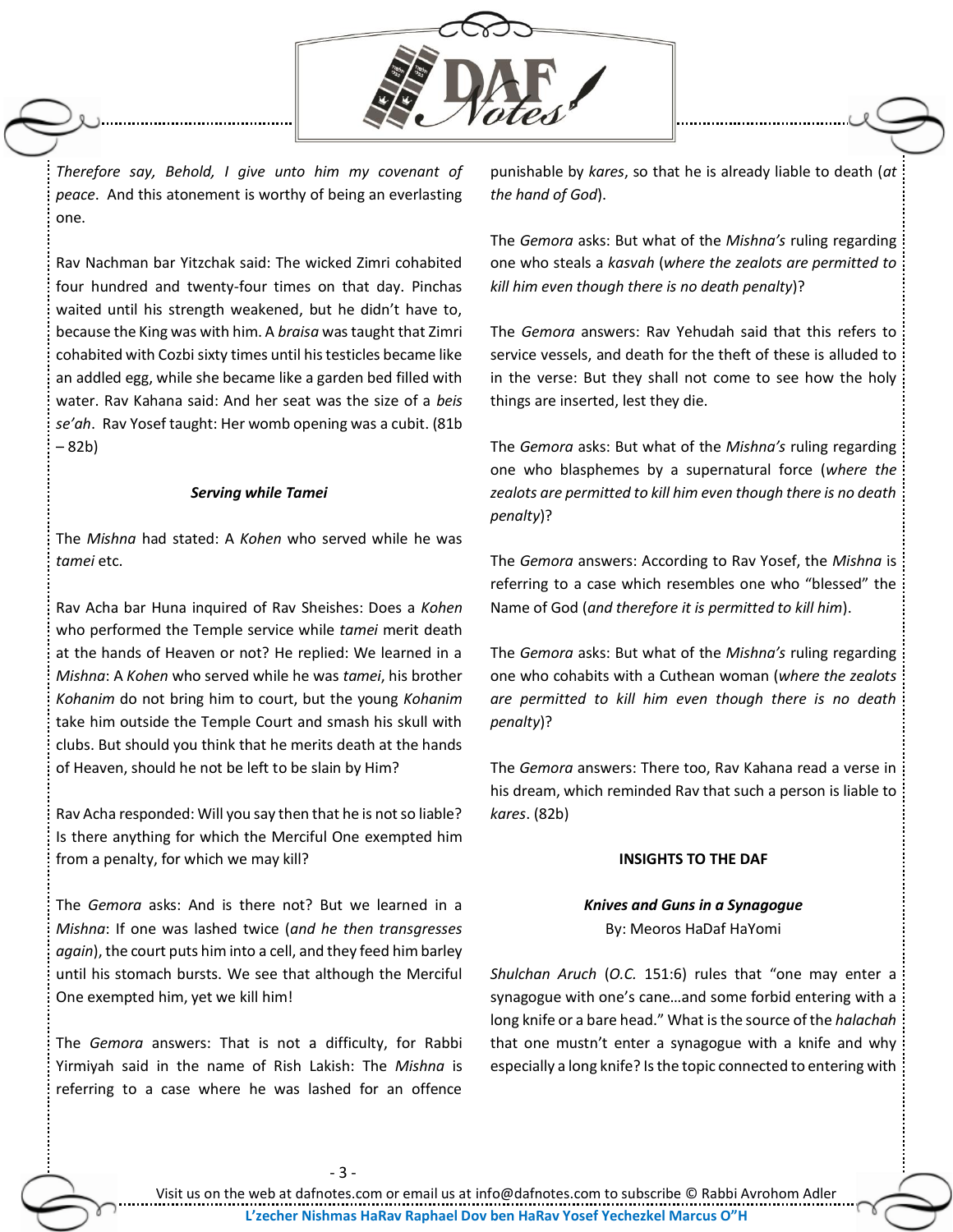*Therefore say, Behold, I give unto him my covenant of peace*. And this atonement is worthy of being an everlasting one.

Rav Nachman bar Yitzchak said: The wicked Zimri cohabited four hundred and twenty-four times on that day. Pinchas waited until his strength weakened, but he didn't have to, because the King was with him. A *braisa* was taught that Zimri cohabited with Cozbi sixty times until his testicles became like an addled egg, while she became like a garden bed filled with water. Rav Kahana said: And her seat was the size of a *beis se'ah*. Rav Yosef taught: Her womb opening was a cubit. (81b – 82b)

### *Serving while Tamei*

The *Mishna* had stated: A *Kohen* who served while he was *tamei* etc.

Rav Acha bar Huna inquired of Rav Sheishes: Does a *Kohen* who performed the Temple service while *tamei* merit death at the hands of Heaven or not? He replied: We learned in a *Mishna*: A *Kohen* who served while he was *tamei*, his brother *Kohanim* do not bring him to court, but the young *Kohanim* take him outside the Temple Court and smash his skull with clubs. But should you think that he merits death at the hands of Heaven, should he not be left to be slain by Him?

Rav Acha responded: Will you say then that he is not so liable? Is there anything for which the Merciful One exempted him from a penalty, for which we may kill?

The *Gemora* asks: And is there not? But we learned in a *Mishna*: If one was lashed twice (*and he then transgresses again*), the court puts him into a cell, and they feed him barley until his stomach bursts. We see that although the Merciful One exempted him, yet we kill him!

The *Gemora* answers: That is not a difficulty, for Rabbi Yirmiyah said in the name of Rish Lakish: The *Mishna* is referring to a case where he was lashed for an offence punishable by *kares*, so that he is already liable to death (*at the hand of God*).

The *Gemora* asks: But what of the *Mishna's* ruling regarding one who steals a *kasvah* (*where the zealots are permitted to kill him even though there is no death penalty*)?

The *Gemora* answers: Rav Yehudah said that this refers to service vessels, and death for the theft of these is alluded to in the verse: But they shall not come to see how the holy things are inserted, lest they die.

The *Gemora* asks: But what of the *Mishna's* ruling regarding one who blasphemes by a supernatural force (*where the zealots are permitted to kill him even though there is no death penalty*)?

The *Gemora* answers: According to Rav Yosef, the *Mishna* is referring to a case which resembles one who "blessed" the Name of God (*and therefore it is permitted to kill him*).

The *Gemora* asks: But what of the *Mishna's* ruling regarding one who cohabits with a Cuthean woman (*where the zealots are permitted to kill him even though there is no death penalty*)?

The *Gemora* answers: There too, Rav Kahana read a verse in his dream, which reminded Rav that such a person is liable to *kares*. (82b)

## INSIGHTS TO THE DAF

### *Knives and Guns in a Synagogue*

By: Meoros HaDaf HaYomi

*Shulchan Aruch* (*O.C.* 151:6) rules that "one may enter a synagogue with one's cane…and some forbid entering with a long knife or a bare head." What is the source of the *halachah* that one mustn't enter a synagogue with a knife and why especially a long knife? Is the topic connected to entering with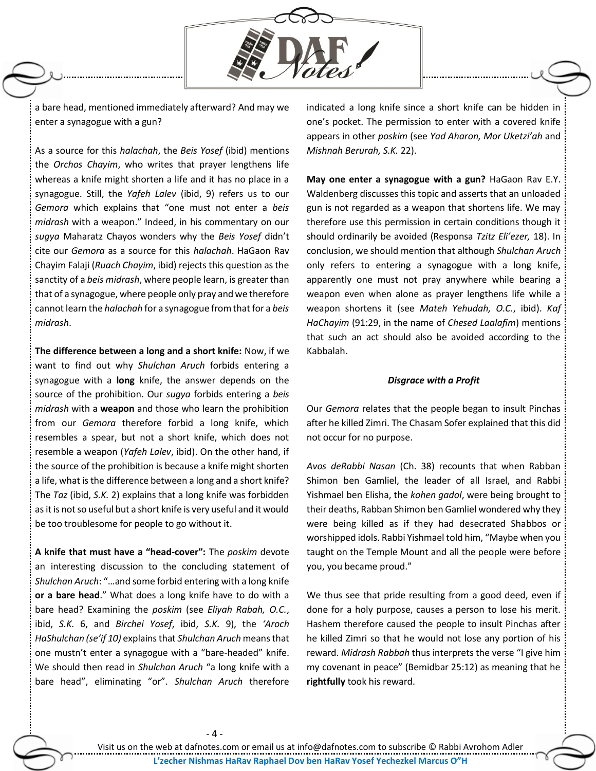a bare head, mentioned immediately afterward? And may we enter a synagogue with a gun?

As a source for this *halachah*, the *Beis Yosef* (ibid) mentions the *Orchos Chayim*, who writes that prayer lengthens life whereas a knife might shorten a life and it has no place in a synagogue. Still, the *Yafeh Lalev* (ibid, 9) refers us to our *Gemora* which explains that "one must not enter a *beis midrash* with a weapon." Indeed, in his commentary on our *sugya* Maharatz Chayos wonders why the *Beis Yosef* didn't cite our *Gemora* as a source for this *halachah*. HaGaon Rav Chayim Falaji (*Ruach Chayim*, ibid) rejects this question as the sanctity of a *beis midrash*, where people learn, is greater than that of a synagogue, where people only pray and we therefore cannot learn the *halachah* for a synagogue from that for a *beis midrash*.

**The difference between a long and a short knife:** Now, if we want to find out why *Shulchan Aruch* forbids entering a synagogue with a **long** knife, the answer depends on the source of the prohibition. Our *sugya* forbids entering a *beis midrash* with a **weapon** and those who learn the prohibition from our *Gemora* therefore forbid a long knife, which resembles a spear, but not a short knife, which does not resemble a weapon (*Yafeh Lalev*, ibid). On the other hand, if the source of the prohibition is because a knife might shorten a life, what is the difference between a long and a short knife? The *Taz* (ibid, *S.K.* 2) explains that a long knife was forbidden as it is not so useful but a short knife is very useful and it would be too troublesome for people to go without it.

**A knife that must have a "head-cover":** The *poskim* devote an interesting discussion to the concluding statement of *Shulchan Aruch*: "…and some forbid entering with a long knife **or a bare head**." What does a long knife have to do with a bare head? Examining the *poskim* (see *Eliyah Rabah, O.C.*, ibid, *S.K.* 6, and *Birchei Yosef*, ibid, *S.K.* 9), the *'Aroch HaShulchan (se'if 10)* explains that *Shulchan Aruch* means that one mustn't enter a synagogue with a "bare-headed" knife. We should then read in *Shulchan Aruch* "a long knife with a bare head", eliminating "or". *Shulchan Aruch* therefore indicated a long knife since a short knife can be hidden in one's pocket. The permission to enter with a covered knife appears in other *poskim* (see *Yad Aharon, Mor Uketzi'ah* and *Mishnah Berurah, S.K.* 22).

**May one enter a synagogue with a gun?** HaGaon Rav E.Y. Waldenberg discusses this topic and asserts that an unloaded gun is not regarded as a weapon that shortens life. We may therefore use this permission in certain conditions though it should ordinarily be avoided (Responsa *Tzitz Eli'ezer,* 18). In conclusion, we should mention that although *Shulchan Aruch* only refers to entering a synagogue with a long knife, apparently one must not pray anywhere while bearing a weapon even when alone as prayer lengthens life while a weapon shortens it (see *Mateh Yehudah, O.C.*, ibid). *Kaf HaChayim* (91:29, in the name of *Chesed Laalafim*) mentions that such an act should also be avoided according to the Kabbalah.

### *Disgrace with a Profit*

Our *Gemora* relates that the people began to insult Pinchas after he killed Zimri. The Chasam Sofer explained that this did not occur for no purpose.

*Avos deRabbi Nasan* (Ch. 38) recounts that when Rabban Shimon ben Gamliel, the leader of all Israel, and Rabbi Yishmael ben Elisha, the *kohen gadol*, were being brought to their deaths, Rabban Shimon ben Gamliel wondered why they were being killed as if they had desecrated Shabbos or worshipped idols. Rabbi Yishmael told him, "Maybe when you taught on the Temple Mount and all the people were before you, you became proud."

We thus see that pride resulting from a good deed, even if done for a holy purpose, causes a person to lose his merit. Hashem therefore caused the people to insult Pinchas after he killed Zimri so that he would not lose any portion of his reward. *Midrash Rabbah* thus interprets the verse "I give him my covenant in peace" (Bemidbar 25:12) as meaning that he **rightfully** took his reward.

Visit us on the web at dafnotes.com or email us at info@dafnotes.com to subscribe © Rabbi Avrohom Adler

**L'zecher Nishmas HaRav Raphael Dov ben HaRav Yosef Yechezkel Marcus O"H**